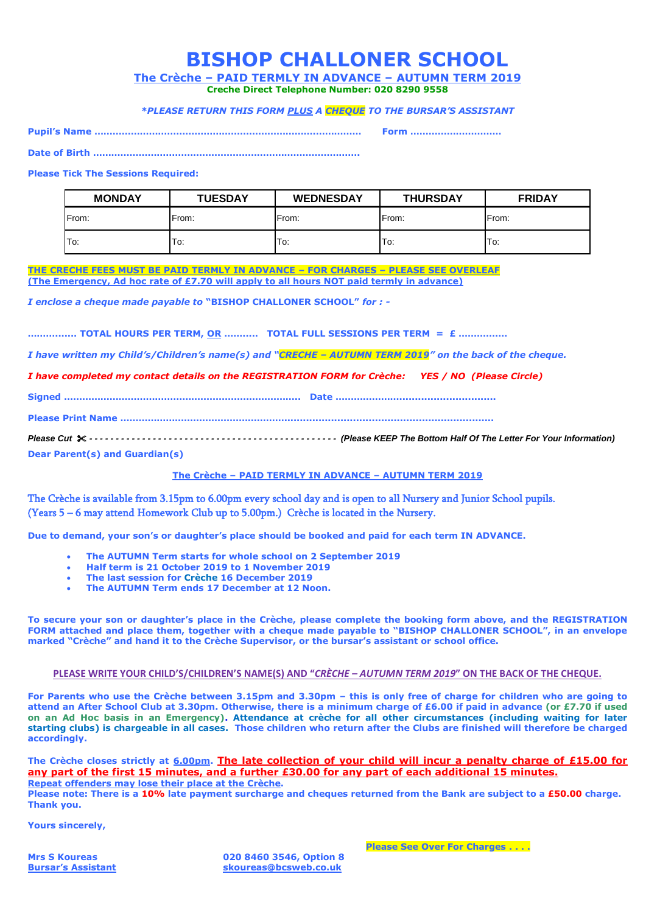# BISHOP CHALLONER SCHOOL

**The Crèche – PAID TERMLY IN ADVANCE – AUTUMN TERM 2019**

**Creche Direct Telephone Number: 020 8290 9558**

***PLEASE RETURN THIS FORM PLUS A CHEQUE TO THE BURSAR'S ASSISTANT***

**Pupil's Name ......................................................................................... Form .............................**

**Date of Birth .......................................................................................**

**Please Tick The Sessions Required:**

| MONDAY | TUESDAY | WEDNESDAY | THURSDAY | FRIDAY |
|---|---|---|---|---|
| From: | From: | From: | From: | From: |
| To: | To: | To: | To: | To: |

**THE CRECHE FEES MUST BE PAID TERMLY IN ADVANCE – FOR CHARGES – PLEASE SEE OVERLEAF**
**(The Emergency, Ad hoc rate of £7.70 will apply to all hours NOT paid termly in advance)**

***I enclose a cheque made payable to "BISHOP CHALLONER SCHOOL" for : -***

**............... TOTAL HOURS PER TERM, OR .......... TOTAL FULL SESSIONS PER TERM = £ ...............**

***I have written my Child's/Children's name(s) and "CRECHE – AUTUMN TERM 2019" on the back of the cheque.***

***I have completed my contact details on the REGISTRATION FORM for Crèche: YES / NO (Please Circle)***

**Signed ............................................................................ Date ...................................................**

**Please Print Name ......................................................................................................................**

*Please Cut* ✂ - - - - - - - - - - - - - - - - - - - - - - - - - - - - - - - - - - - - - - - - - - - - - ***(Please KEEP The Bottom Half Of The Letter For Your Information)***

**Dear Parent(s) and Guardian(s)**

**The Crèche – PAID TERMLY IN ADVANCE – AUTUMN TERM 2019**

The Crèche is available from 3.15pm to 6.00pm every school day and is open to all Nursery and Junior School pupils. (Years 5 – 6 may attend Homework Club up to 5.00pm.) Crèche is located in the Nursery.

**Due to demand, your son's or daughter's place should be booked and paid for each term IN ADVANCE.**

- **The AUTUMN Term starts for whole school on 2 September 2019**
- **Half term is 21 October 2019 to 1 November 2019**
- **The last session for Crèche 16 December 2019**
- **The AUTUMN Term ends 17 December at 12 Noon.**

**To secure your son or daughter's place in the Crèche, please complete the booking form above, and the REGISTRATION FORM attached and place them, together with a cheque made payable to "BISHOP CHALLONER SCHOOL", in an envelope marked "Crèche" and hand it to the Crèche Supervisor, or the bursar's assistant or school office.**

**PLEASE WRITE YOUR CHILD'S/CHILDREN'S NAME(S) AND "*CRÈCHE – AUTUMN TERM 2019*" ON THE BACK OF THE CHEQUE.**

**For Parents who use the Crèche between 3.15pm and 3.30pm – this is only free of charge for children who are going to attend an After School Club at 3.30pm. Otherwise, there is a minimum charge of £6.00 if paid in advance (or £7.70 if used on an Ad Hoc basis in an Emergency). Attendance at crèche for all other circumstances (including waiting for later starting clubs) is chargeable in all cases. Those children who return after the Clubs are finished will therefore be charged accordingly.**

**The Crèche closes strictly at 6.00pm. The late collection of your child will incur a penalty charge of £15.00 for any part of the first 15 minutes, and a further £30.00 for any part of each additional 15 minutes.**
**Repeat offenders may lose their place at the Crèche.**
**Please note: There is a 10% late payment surcharge and cheques returned from the Bank are subject to a £50.00 charge. Thank you.**

**Yours sincerely,**

**Please See Over For Charges . . . .**

**Mrs S Koureas**
**Bursar's Assistant**

**020 8460 3546, Option 8**
**skoureas@bcsweb.co.uk**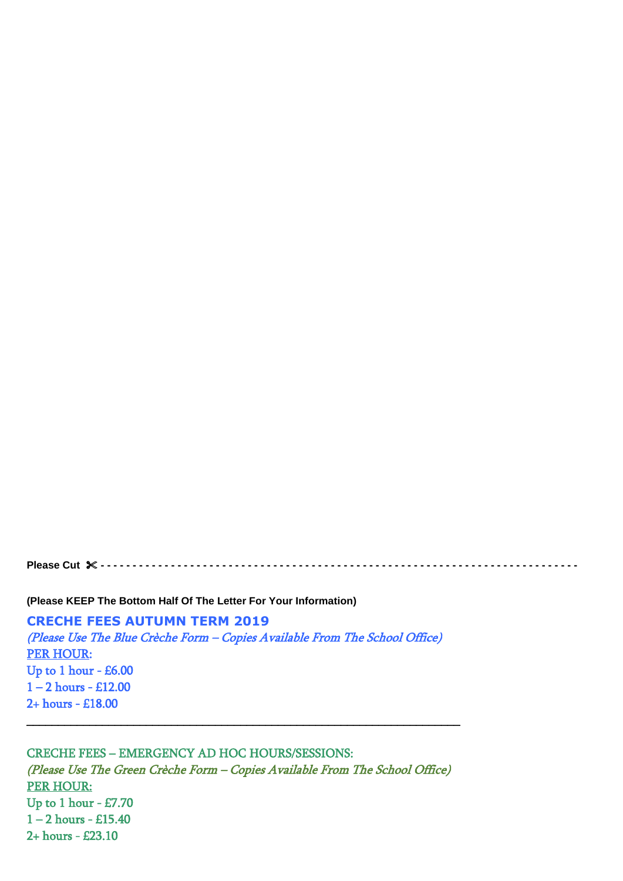**Please Cut ✂ - - - - - - - - - - - - - - - - - - - - - - - - - - - - - - - - - - - - - - - - - - - - - - - - - - - - - - - - - - - - - - - - - - - - - - - - -**

**(Please KEEP The Bottom Half Of The Letter For Your Information)**

**CRECHE FEES AUTUMN TERM 2019**

*(Please Use The Blue Crèche Form – Copies Available From The School Office)*

PER HOUR:

Up to 1 hour - £6.00

1 – 2 hours - £12.00

2+ hours - £18.00

---

CRECHE FEES – EMERGENCY AD HOC HOURS/SESSIONS:

*(Please Use The Green Crèche Form – Copies Available From The School Office)*

PER HOUR:

Up to 1 hour - £7.70

1 – 2 hours - £15.40

2+ hours - £23.10